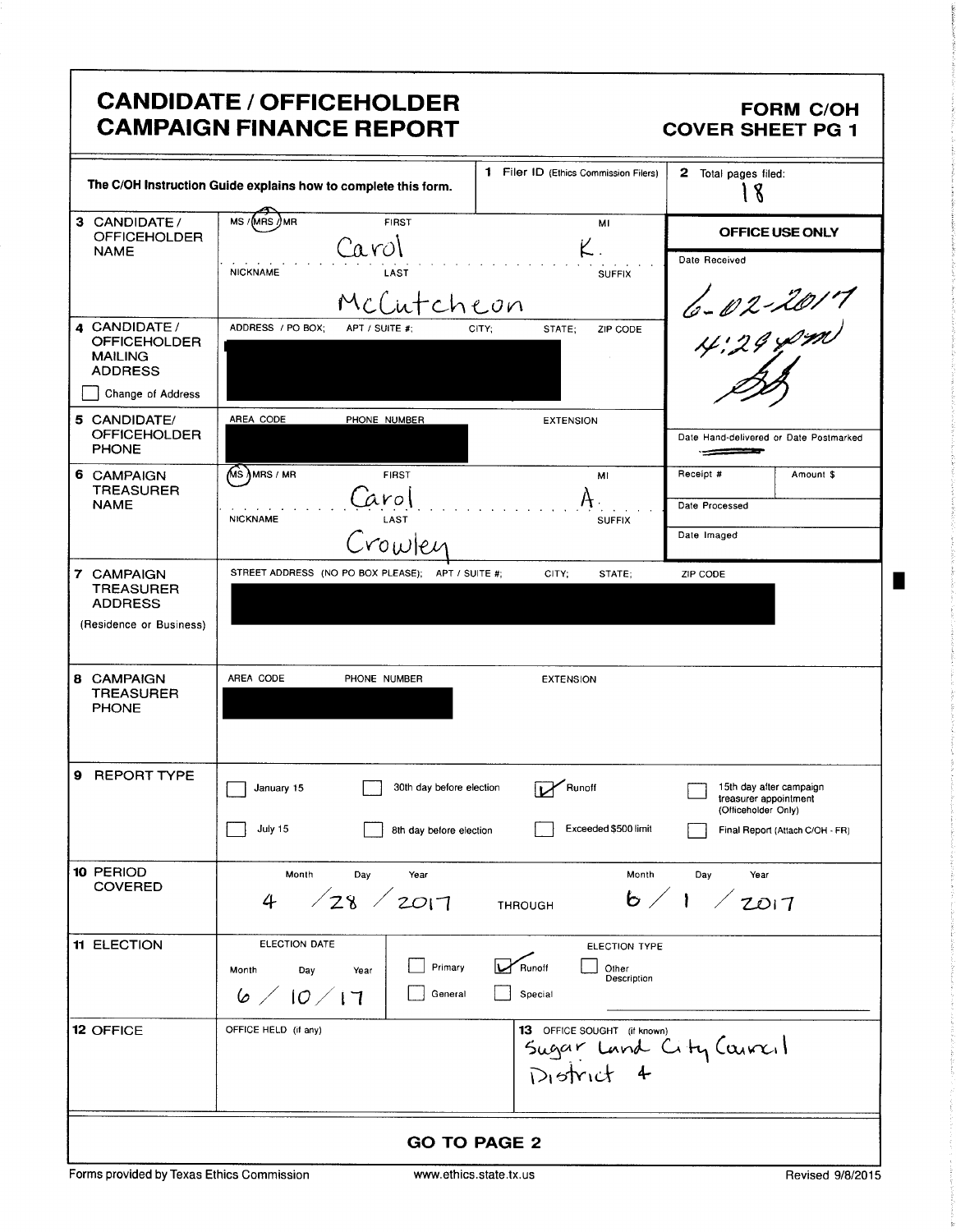# CANDIDATE / OFFICEHOLDER CAMPAIGN FINANCE REPORT

**FORM C/OH COVER SHEET PG 1**

The C/OH Instruction Guide explains how to complete this form.

**1** Filer ID (Ethics Commission Filers):

**2** Total pages filed: 18

**OFFICE USE ONLY**

Date Received: 6-02-2017 4:29 pm

Date Hand-delivered or Date Postmarked:

Receipt #: | Amount $:

Date Processed:

Date Imaged:

| Field | Details |
|---|---|
| **3 CANDIDATE / OFFICEHOLDER NAME** | MS / (MRS) / MR — FIRST: Carol — MI: K. — NICKNAME: — LAST: McCutcheon — SUFFIX: |
| **4 CANDIDATE / OFFICEHOLDER MAILING ADDRESS** ☐ Change of Address | ADDRESS / PO BOX; APT / SUITE #; CITY; STATE; ZIP CODE: [REDACTED] |
| **5 CANDIDATE/ OFFICEHOLDER PHONE** | AREA CODE / PHONE NUMBER: [REDACTED] — EXTENSION: |
| **6 CAMPAIGN TREASURER NAME** | (MS) / MRS / MR — FIRST: Carol — MI: A. — NICKNAME: — LAST: Crowley — SUFFIX: |
| **7 CAMPAIGN TREASURER ADDRESS** (Residence or Business) | STREET ADDRESS (NO PO BOX PLEASE); APT / SUITE #; CITY; STATE; ZIP CODE: [REDACTED] |
| **8 CAMPAIGN TREASURER PHONE** | AREA CODE / PHONE NUMBER: [REDACTED] — EXTENSION: |

**9 REPORT TYPE**

- ☐ January 15
- ☐ July 15
- ☐ 30th day before election
- ☐ 8th day before election
- ☑ Runoff
- ☐ Exceeded $500 limit
- ☐ 15th day after campaign treasurer appointment (Officeholder Only)
- ☐ Final Report (Attach C/OH - FR)

**10 PERIOD COVERED**

Month / Day / Year: 4 / 28 / 2017 THROUGH 6 / 1 / 2017

**11 ELECTION**

ELECTION DATE (Month / Day / Year): 6 / 10 / 17

ELECTION TYPE:

- ☐ Primary
- ☐ General
- ☑ Runoff
- ☐ Special
- ☐ Other Description

**12 OFFICE**

OFFICE HELD (if any):

**13** OFFICE SOUGHT (if known): Sugar Land City Council District 4

**GO TO PAGE 2**

Forms provided by Texas Ethics Commission — www.ethics.state.tx.us — Revised 9/8/2015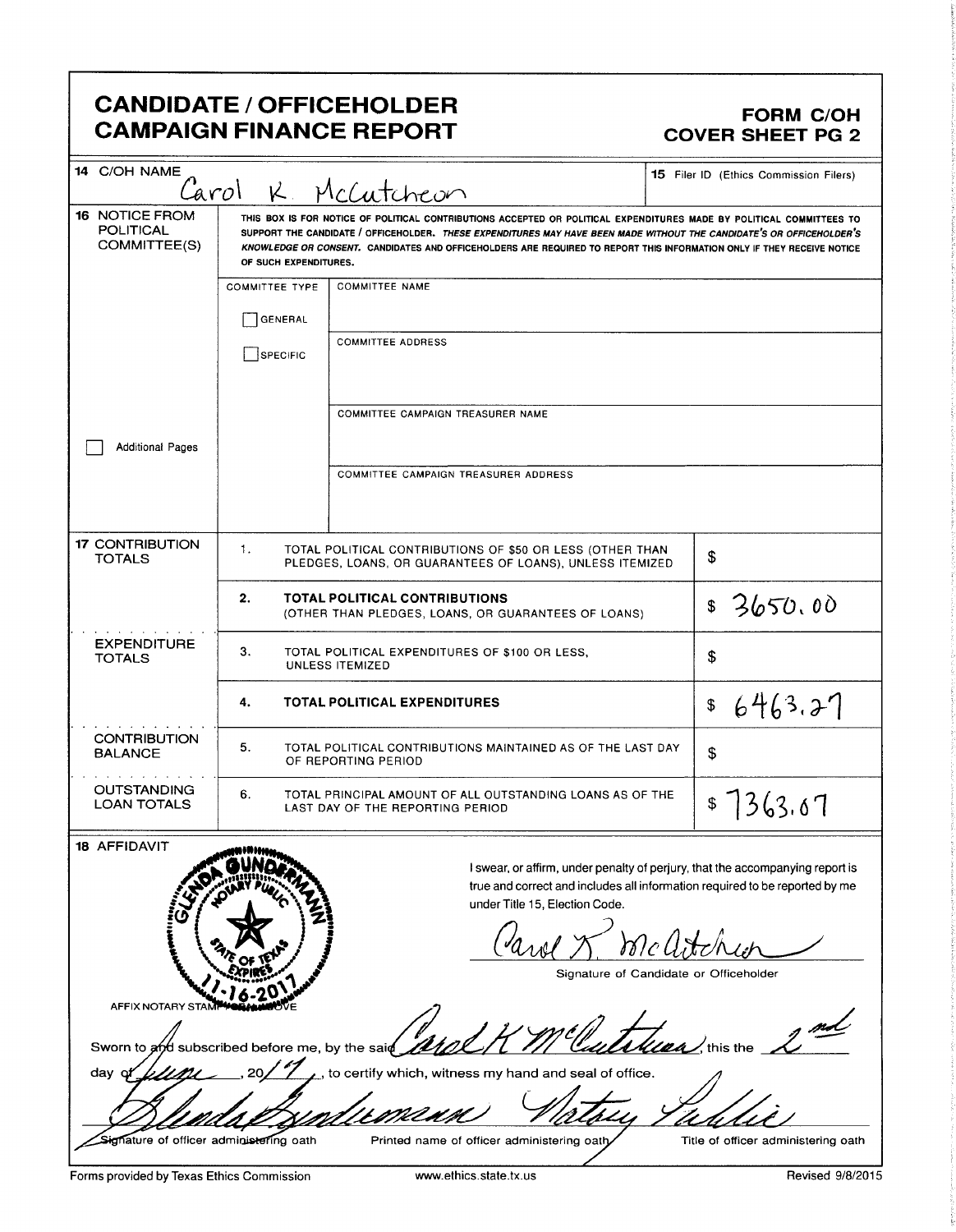# CANDIDATE / OFFICEHOLDER CAMPAIGN FINANCE REPORT

**FORM C/OH COVER SHEET PG 2**

| | | |
|---|---|---|
| **14** C/OH NAME | Carol K. McCutcheon | **15** Filer ID (Ethics Commission Filers) |

**16** NOTICE FROM POLITICAL COMMITTEE(S)

THIS BOX IS FOR NOTICE OF POLITICAL CONTRIBUTIONS ACCEPTED OR POLITICAL EXPENDITURES MADE BY POLITICAL COMMITTEES TO SUPPORT THE CANDIDATE / OFFICEHOLDER. *THESE EXPENDITURES MAY HAVE BEEN MADE WITHOUT THE CANDIDATE'S OR OFFICEHOLDER'S KNOWLEDGE OR CONSENT.* CANDIDATES AND OFFICEHOLDERS ARE REQUIRED TO REPORT THIS INFORMATION ONLY IF THEY RECEIVE NOTICE OF SUCH EXPENDITURES.

| COMMITTEE TYPE | |
|---|---|
| ☐ GENERAL | COMMITTEE NAME |
| ☐ SPECIFIC | COMMITTEE ADDRESS |
| | COMMITTEE CAMPAIGN TREASURER NAME |
| | COMMITTEE CAMPAIGN TREASURER ADDRESS |

☐ Additional Pages

| | | | |
|---|---|---|---|
| **17** CONTRIBUTION TOTALS | 1. | TOTAL POLITICAL CONTRIBUTIONS OF $50 OR LESS (OTHER THAN PLEDGES, LOANS, OR GUARANTEES OF LOANS), UNLESS ITEMIZED | $ |
| | **2.** | **TOTAL POLITICAL CONTRIBUTIONS** (OTHER THAN PLEDGES, LOANS, OR GUARANTEES OF LOANS) | $ 3650.00 |
| EXPENDITURE TOTALS | 3. | TOTAL POLITICAL EXPENDITURES OF $100 OR LESS, UNLESS ITEMIZED | $ |
| | **4.** | **TOTAL POLITICAL EXPENDITURES** | $ 6463.27 |
| CONTRIBUTION BALANCE | 5. | TOTAL POLITICAL CONTRIBUTIONS MAINTAINED AS OF THE LAST DAY OF REPORTING PERIOD | $ |
| OUTSTANDING LOAN TOTALS | 6. | TOTAL PRINCIPAL AMOUNT OF ALL OUTSTANDING LOANS AS OF THE LAST DAY OF THE REPORTING PERIOD | $ 7363.07 |

**18** AFFIDAVIT

I swear, or affirm, under penalty of perjury, that the accompanying report is true and correct and includes all information required to be reported by me under Title 15, Election Code.

Carol K. McCutcheon
Signature of Candidate or Officeholder

AFFIX NOTARY STAMP / SEAL ABOVE

[Notary seal: GLENDA GUNDERMANN, NOTARY PUBLIC, STATE OF TEXAS, EXPIRES 11-16-2017]

Sworn to and subscribed before me, by the said Carol K McCutcheon, this the 2nd day of June, 2017, to certify which, witness my hand and seal of office.

| Glenda Gundermann | Glenda Gundermann | Notary Public |
|---|---|---|
| Signature of officer administering oath | Printed name of officer administering oath | Title of officer administering oath |

Forms provided by Texas Ethics Commission — www.ethics.state.tx.us — Revised 9/8/2015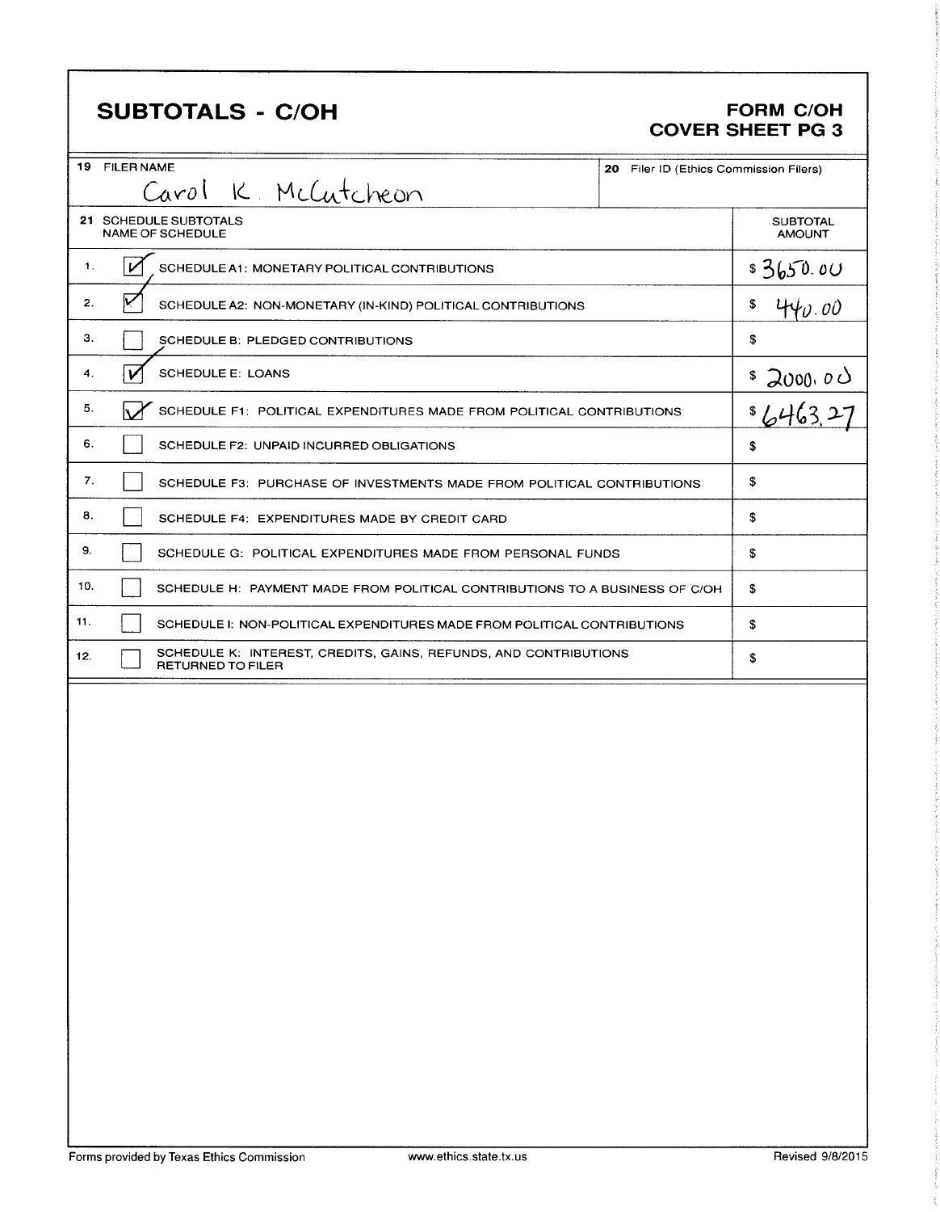# SUBTOTALS - C/OH

**FORM C/OH**
**COVER SHEET PG 3**

| 19 FILER NAME | 20 Filer ID (Ethics Commission Filers) |
|---|---|
| Carol K. McCutcheon | |

| 21 SCHEDULE SUBTOTALS NAME OF SCHEDULE | | SUBTOTAL AMOUNT |
|---|---|---|
| 1. | [x] SCHEDULE A1: MONETARY POLITICAL CONTRIBUTIONS | $ 3650.00 |
| 2. | [x] SCHEDULE A2: NON-MONETARY (IN-KIND) POLITICAL CONTRIBUTIONS | $ 440.00 |
| 3. | [ ] SCHEDULE B: PLEDGED CONTRIBUTIONS | $ |
| 4. | [x] SCHEDULE E: LOANS | $ 2000.00 |
| 5. | [x] SCHEDULE F1: POLITICAL EXPENDITURES MADE FROM POLITICAL CONTRIBUTIONS | $ 6463.27 |
| 6. | [ ] SCHEDULE F2: UNPAID INCURRED OBLIGATIONS | $ |
| 7. | [ ] SCHEDULE F3: PURCHASE OF INVESTMENTS MADE FROM POLITICAL CONTRIBUTIONS | $ |
| 8. | [ ] SCHEDULE F4: EXPENDITURES MADE BY CREDIT CARD | $ |
| 9. | [ ] SCHEDULE G: POLITICAL EXPENDITURES MADE FROM PERSONAL FUNDS | $ |
| 10. | [ ] SCHEDULE H: PAYMENT MADE FROM POLITICAL CONTRIBUTIONS TO A BUSINESS OF C/OH | $ |
| 11. | [ ] SCHEDULE I: NON-POLITICAL EXPENDITURES MADE FROM POLITICAL CONTRIBUTIONS | $ |
| 12. | [ ] SCHEDULE K: INTEREST, CREDITS, GAINS, REFUNDS, AND CONTRIBUTIONS RETURNED TO FILER | $ |

Forms provided by Texas Ethics Commission | www.ethics.state.tx.us | Revised 9/8/2015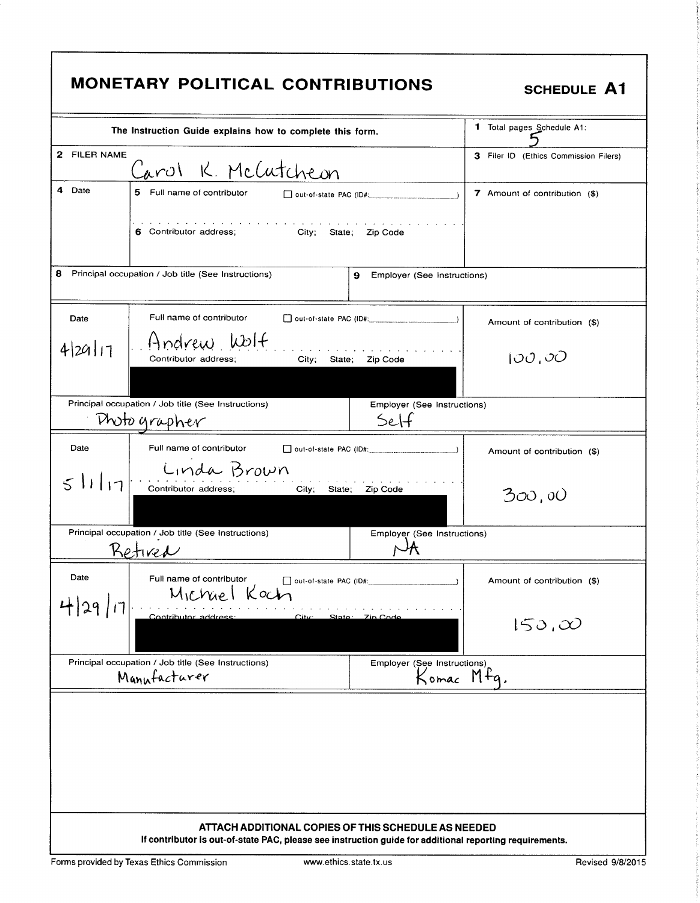# MONETARY POLITICAL CONTRIBUTIONS

**SCHEDULE A1**

| The Instruction Guide explains how to complete this form. | 1 Total pages Schedule A1: 5 |
|---|---|
| 2 FILER NAME: Carol K. McCutcheon | 3 Filer ID (Ethics Commission Filers) |

| 4 Date | 5 Full name of contributor ☐ out-of-state PAC (ID#: ) / 6 Contributor address; City; State; Zip Code | 7 Amount of contribution ($) |
|---|---|---|
| | | |

| 8 Principal occupation / Job title (See Instructions) | 9 Employer (See Instructions) |
|---|---|
| | |

| Date | Full name of contributor ☐ out-of-state PAC (ID#: ) | Amount of contribution ($) |
|---|---|---|
| 4/29/17 | Andrew Wolf<br>Contributor address; City; State; Zip Code: [REDACTED] | 100.00 |

| Principal occupation / Job title (See Instructions) | Employer (See Instructions) |
|---|---|
| Photographer | Self |

| Date | Full name of contributor ☐ out-of-state PAC (ID#: ) | Amount of contribution ($) |
|---|---|---|
| 5/1/17 | Linda Brown<br>Contributor address; City; State; Zip Code: [REDACTED] | 300.00 |

| Principal occupation / Job title (See Instructions) | Employer (See Instructions) |
|---|---|
| Retired | NA |

| Date | Full name of contributor ☐ out-of-state PAC (ID#: ) | Amount of contribution ($) |
|---|---|---|
| 4/29/17 | Michael Koch<br>Contributor address; City; State; Zip Code: [REDACTED] | 150.00 |

| Principal occupation / Job title (See Instructions) | Employer (See Instructions) |
|---|---|
| Manufacturer | Komac Mfg. |

**ATTACH ADDITIONAL COPIES OF THIS SCHEDULE AS NEEDED**

**If contributor is out-of-state PAC, please see instruction guide for additional reporting requirements.**

Forms provided by Texas Ethics Commission www.ethics.state.tx.us Revised 9/8/2015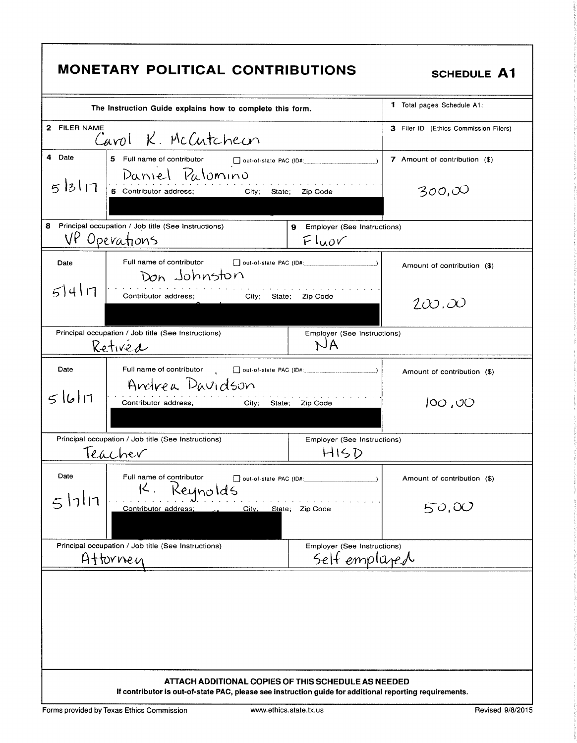# MONETARY POLITICAL CONTRIBUTIONS

**SCHEDULE A1**

The Instruction Guide explains how to complete this form.

1 Total pages Schedule A1:

2 FILER NAME: Carol K. McCutcheon

3 Filer ID (Ethics Commission Filers):

| 4 Date | 5 Full name of contributor / 6 Contributor address; City; State; Zip Code | 7 Amount of contribution ($) |
|---|---|---|
| 5/3/17 | Daniel Palomino<br>[REDACTED] | 300.00 |
| 8 Principal occupation / Job title: VP Operations | 9 Employer: Fluor | |
| 5/4/17 | Don Johnston<br>[REDACTED] | 200.00 |
| Principal occupation / Job title: Retired | Employer: NA | |
| 5/6/17 | Andrea Davidson<br>[REDACTED] | 100.00 |
| Principal occupation / Job title: Teacher | Employer: HISD | |
| 5/7/17 | K. Reynolds<br>[REDACTED] | 50.00 |
| Principal occupation / Job title: Attorney | Employer: Self employed | |

☐ out-of-state PAC (ID#: )

**ATTACH ADDITIONAL COPIES OF THIS SCHEDULE AS NEEDED**

**If contributor is out-of-state PAC, please see instruction guide for additional reporting requirements.**

Forms provided by Texas Ethics Commission www.ethics.state.tx.us Revised 9/8/2015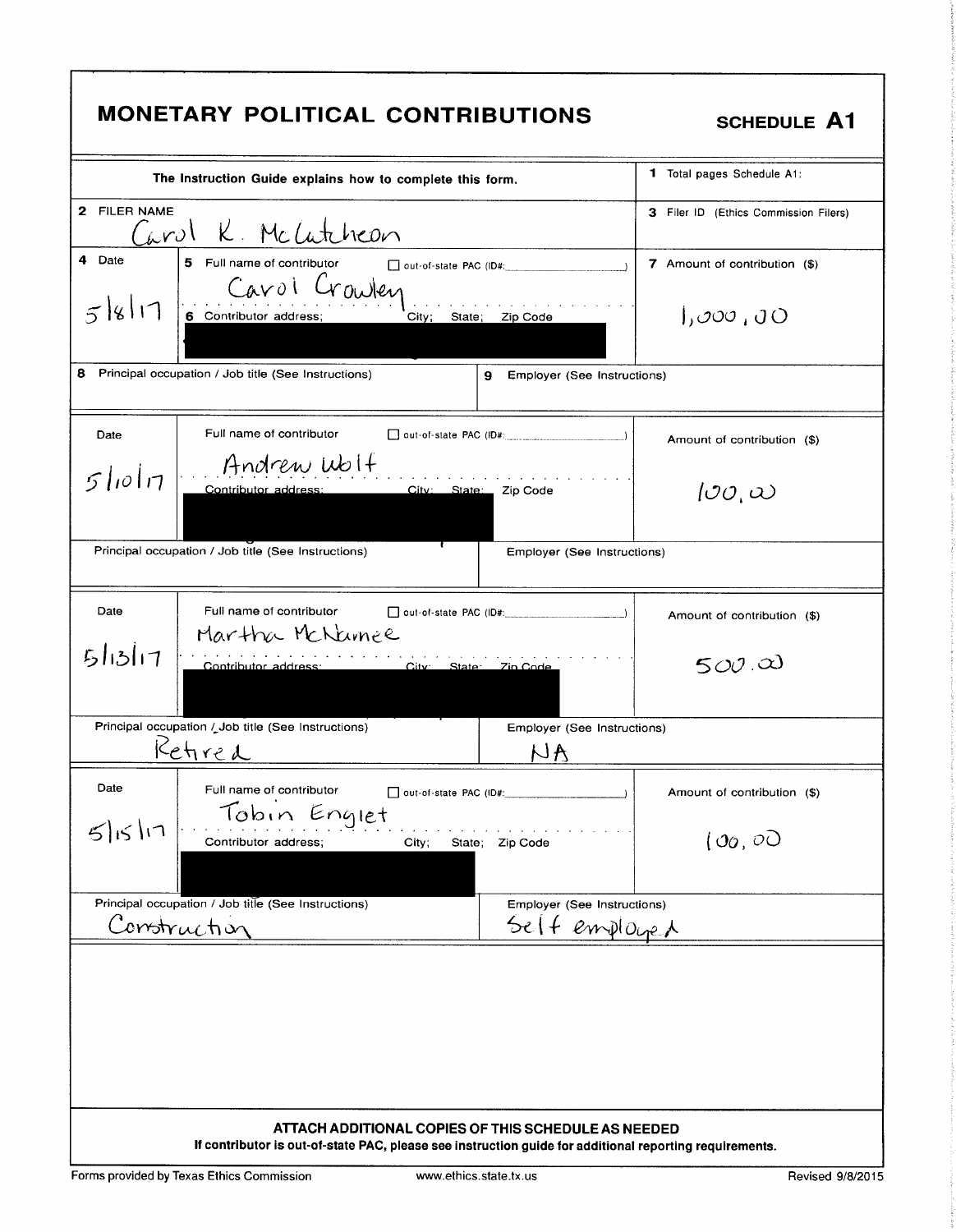# MONETARY POLITICAL CONTRIBUTIONS

**SCHEDULE A1**

| The Instruction Guide explains how to complete this form. | 1 Total pages Schedule A1: |
|---|---|
| **2** FILER NAME<br>Carol K. McCutcheon | **3** Filer ID (Ethics Commission Filers) |

| 4 Date | 5 Full name of contributor ☐ out-of-state PAC (ID#: ) / 6 Contributor address; City; State; Zip Code | 7 Amount of contribution ($) |
|---|---|---|
| 5/8/17 | Carol Crowley<br>[REDACTED] | 1,000.00 |
| **8** Principal occupation / Job title (See Instructions): | **9** Employer (See Instructions): | |
| 5/10/17 | Andrew Wolf<br>[REDACTED] | 100.00 |
| Principal occupation / Job title (See Instructions): | Employer (See Instructions): | |
| 5/13/17 | Martha McNamee<br>[REDACTED] | 500.00 |
| Principal occupation / Job title (See Instructions): Retired | Employer (See Instructions): NA | |
| 5/15/17 | Tobin Englet<br>[REDACTED] | 100.00 |
| Principal occupation / Job title (See Instructions): Construction | Employer (See Instructions): Self employed | |

**ATTACH ADDITIONAL COPIES OF THIS SCHEDULE AS NEEDED**

**If contributor is out-of-state PAC, please see instruction guide for additional reporting requirements.**

Forms provided by Texas Ethics Commission www.ethics.state.tx.us Revised 9/8/2015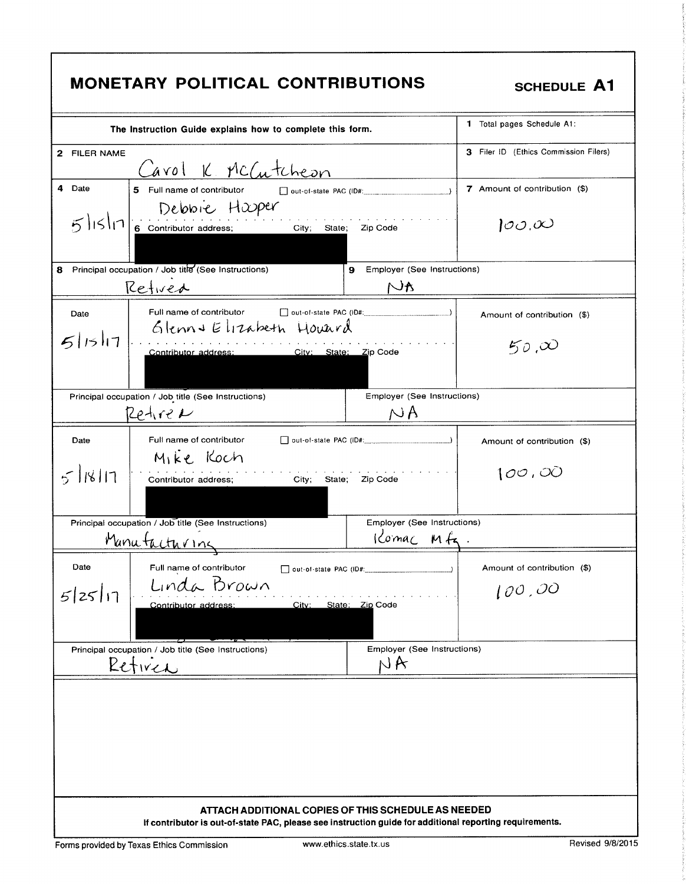# MONETARY POLITICAL CONTRIBUTIONS

**SCHEDULE A1**

| The Instruction Guide explains how to complete this form. | 1 Total pages Schedule A1: |
|---|---|
| 2 FILER NAME: Carol K McCutcheon | 3 Filer ID (Ethics Commission Filers) |

| 4 Date | 5 Full name of contributor / 6 Contributor address; City; State; Zip Code | 7 Amount of contribution ($) |
|---|---|---|
| 5/15/17 | Debbie Hooper | 100.00 |
| 8 Principal occupation / Job title (See Instructions): Retired | 9 Employer (See Instructions): NA | |
| 5/15/17 | Glenn & Elizabeth Howard | 50.00 |
| Principal occupation / Job title (See Instructions): Retired | Employer (See Instructions): NA | |
| 5/18/17 | Mike Koch | 100.00 |
| Principal occupation / Job title (See Instructions): Manufacturing | Employer (See Instructions): Komac Mfg. | |
| 5/25/17 | Linda Brown | 100.00 |
| Principal occupation / Job title (See Instructions): Retired | Employer (See Instructions): NA | |

**ATTACH ADDITIONAL COPIES OF THIS SCHEDULE AS NEEDED**

**If contributor is out-of-state PAC, please see instruction guide for additional reporting requirements.**

Forms provided by Texas Ethics Commission www.ethics.state.tx.us Revised 9/8/2015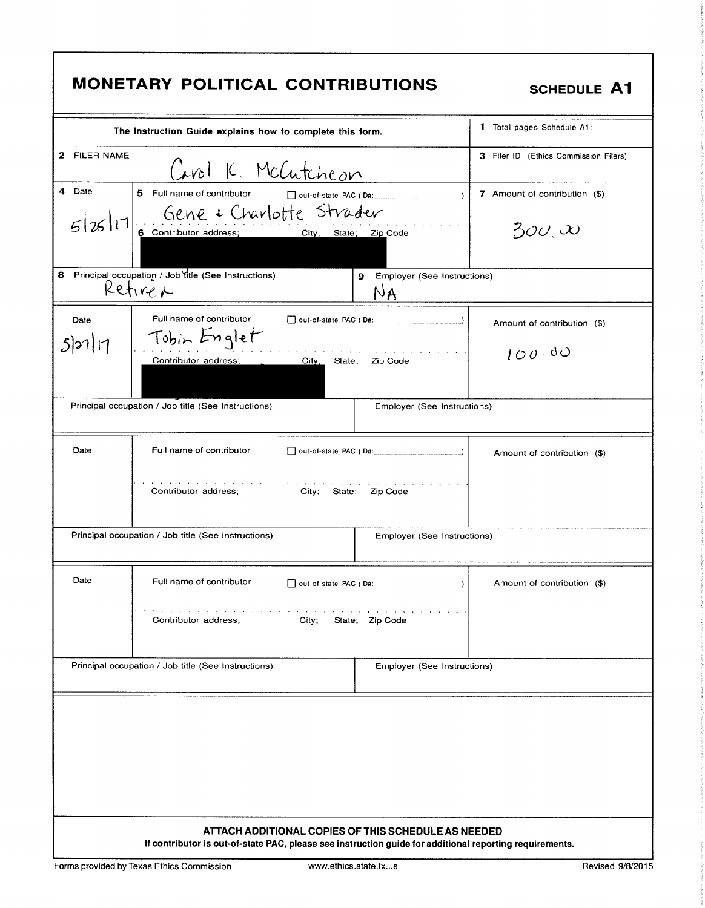# MONETARY POLITICAL CONTRIBUTIONS

**SCHEDULE A1**

| The Instruction Guide explains how to complete this form. | | | 1 Total pages Schedule A1: |
|---|---|---|---|
| 2 FILER NAME | Carol K. McCutcheon | | 3 Filer ID (Ethics Commission Filers) |
| 4 Date | 5 Full name of contributor ☐ out-of-state PAC (ID#: ) | | 7 Amount of contribution ($) |
| 5/26/17 | Gene & Charlotte Strader<br>6 Contributor address; City; State; Zip Code<br>[REDACTED] | | 300.00 |
| 8 Principal occupation / Job title (See Instructions)<br>Retired | | 9 Employer (See Instructions)<br>NA | |
| Date | Full name of contributor ☐ out-of-state PAC (ID#: ) | | Amount of contribution ($) |
| 5/27/17 | Tobin Englet<br>Contributor address; City; State; Zip Code<br>[REDACTED] | | 100.00 |
| Principal occupation / Job title (See Instructions) | | Employer (See Instructions) | |
| Date | Full name of contributor ☐ out-of-state PAC (ID#: ) | | Amount of contribution ($) |
| | Contributor address; City; State; Zip Code | | |
| Principal occupation / Job title (See Instructions) | | Employer (See Instructions) | |
| Date | Full name of contributor ☐ out-of-state PAC (ID#: ) | | Amount of contribution ($) |
| | Contributor address; City; State; Zip Code | | |
| Principal occupation / Job title (See Instructions) | | Employer (See Instructions) | |

**ATTACH ADDITIONAL COPIES OF THIS SCHEDULE AS NEEDED**

**If contributor is out-of-state PAC, please see instruction guide for additional reporting requirements.**

Forms provided by Texas Ethics Commission www.ethics.state.tx.us Revised 9/8/2015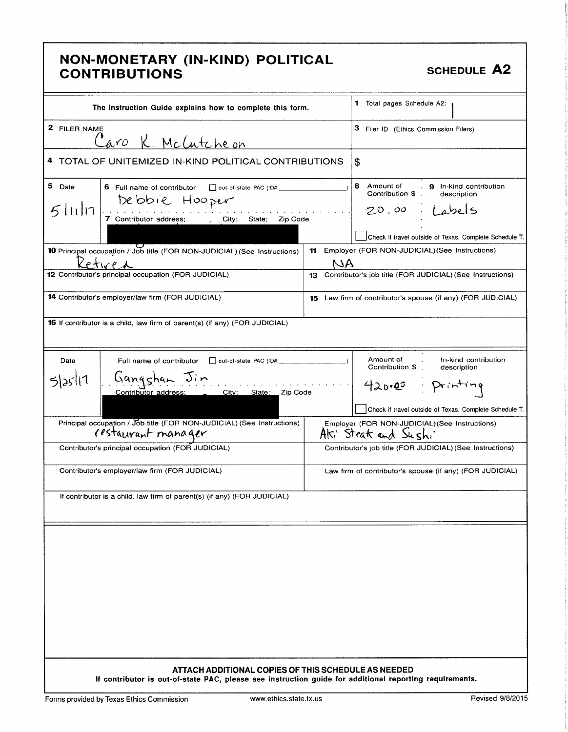# NON-MONETARY (IN-KIND) POLITICAL CONTRIBUTIONS

**SCHEDULE A2**

| The Instruction Guide explains how to complete this form. | 1 Total pages Schedule A2: 1 |
|---|---|
| 2 FILER NAME<br>Caro K. McCutcheon | 3 Filer ID (Ethics Commission Filers) |
| 4 TOTAL OF UNITEMIZED IN-KIND POLITICAL CONTRIBUTIONS | $ |

| 5 Date | 6 Full name of contributor ☐ out-of-state PAC (ID#: ) | 8 Amount of Contribution $ | 9 In-kind contribution description |
|---|---|---|---|
| 5/11/17 | Debbie Hooper | 20.00 | Labels |
| | 7 Contributor address; City; State; Zip Code<br>[REDACTED] | | ☐ Check if travel outside of Texas. Complete Schedule T. |

| 10 Principal occupation / Job title (FOR NON-JUDICIAL) (See Instructions) | 11 Employer (FOR NON-JUDICIAL) (See Instructions) |
|---|---|
| Retired | NA |
| 12 Contributor's principal occupation (FOR JUDICIAL) | 13 Contributor's job title (FOR JUDICIAL) (See Instructions) |
| 14 Contributor's employer/law firm (FOR JUDICIAL) | 15 Law firm of contributor's spouse (if any) (FOR JUDICIAL) |
| 16 If contributor is a child, law firm of parent(s) (if any) (FOR JUDICIAL) | |

| Date | Full name of contributor ☐ out-of-state PAC (ID#: ) | Amount of Contribution $ | In-kind contribution description |
|---|---|---|---|
| 5/25/17 | Gangshan Jin | 420.05 | Printing |
| | Contributor address; City; State; Zip Code<br>[REDACTED] | | ☐ Check if travel outside of Texas. Complete Schedule T. |

| Principal occupation / Job title (FOR NON-JUDICIAL) (See Instructions) | Employer (FOR NON-JUDICIAL) (See Instructions) |
|---|---|
| restaurant manager | Aki Steak and Sushi |
| Contributor's principal occupation (FOR JUDICIAL) | Contributor's job title (FOR JUDICIAL) (See Instructions) |
| Contributor's employer/law firm (FOR JUDICIAL) | Law firm of contributor's spouse (if any) (FOR JUDICIAL) |
| If contributor is a child, law firm of parent(s) (if any) (FOR JUDICIAL) | |

**ATTACH ADDITIONAL COPIES OF THIS SCHEDULE AS NEEDED**

**If contributor is out-of-state PAC, please see instruction guide for additional reporting requirements.**

Forms provided by Texas Ethics Commission www.ethics.state.tx.us Revised 9/8/2015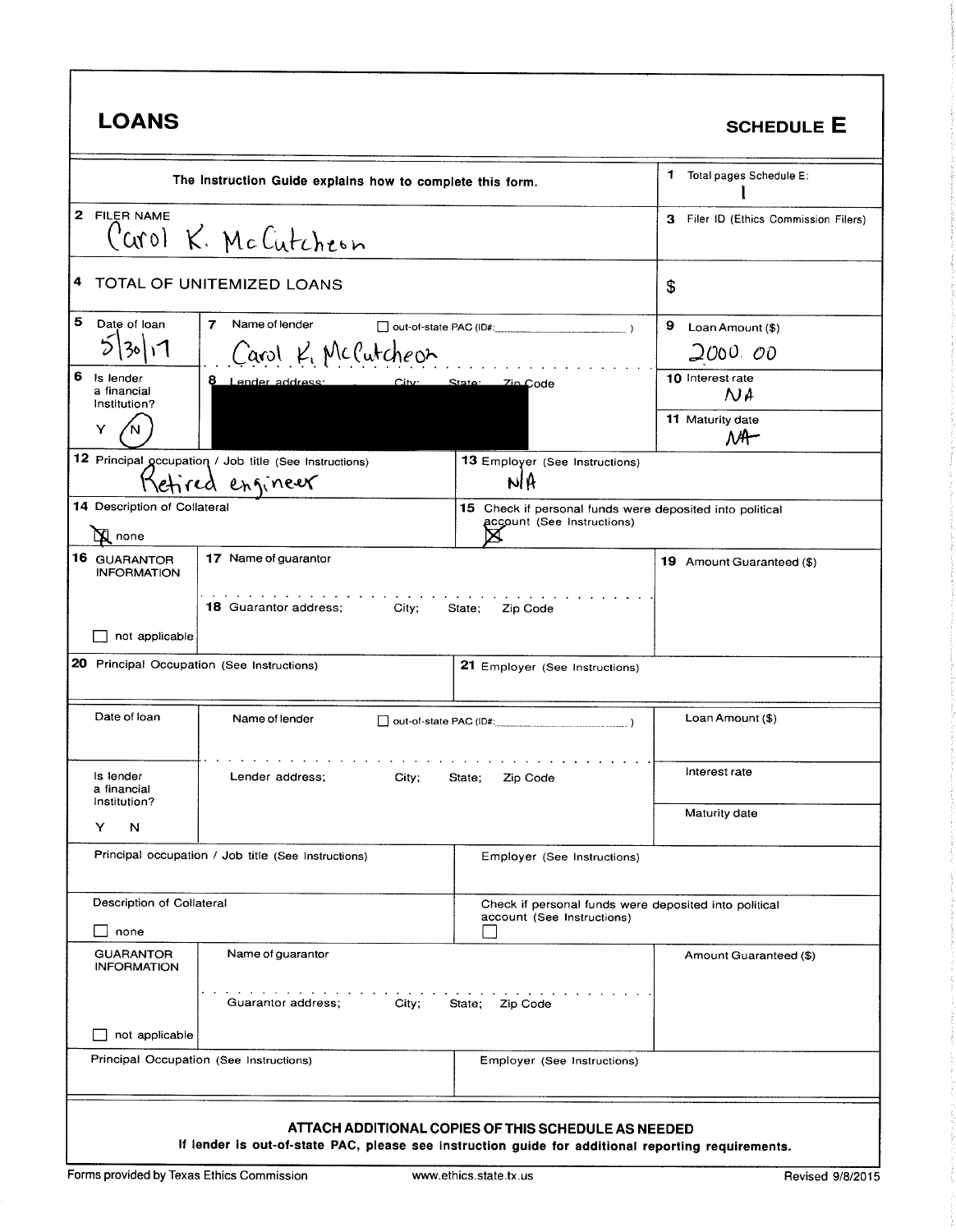# LOANS

## SCHEDULE E

| The Instruction Guide explains how to complete this form. | | 1 Total pages Schedule E: 1 |
|---|---|---|
| 2 FILER NAME Carol K. McCutcheon | | 3 Filer ID (Ethics Commission Filers) |
| 4 TOTAL OF UNITEMIZED LOANS | | $ |

| | | |
|---|---|---|
| 5 Date of loan 5/30/17 | 7 Name of lender ☐ out-of-state PAC (ID#: ) Carol K. McCutcheon | 9 Loan Amount ($) 2000.00 |
| 6 Is lender a financial institution? Y (N) | 8 Lender address; City; State; Zip Code [REDACTED] | 10 Interest rate NA |
| | | 11 Maturity date NA |
| 12 Principal occupation / Job title (See Instructions) Retired engineer | 13 Employer (See Instructions) N/A | |
| 14 Description of Collateral ☒ none | 15 Check if personal funds were deposited into political account (See Instructions) ☒ | |
| 16 GUARANTOR INFORMATION ☐ not applicable | 17 Name of guarantor<br>18 Guarantor address; City; State; Zip Code | 19 Amount Guaranteed ($) |
| 20 Principal Occupation (See Instructions) | 21 Employer (See Instructions) | |

| | | |
|---|---|---|
| Date of loan | Name of lender ☐ out-of-state PAC (ID#: ) | Loan Amount ($) |
| Is lender a financial institution? Y N | Lender address; City; State; Zip Code | Interest rate |
| | | Maturity date |
| Principal occupation / Job title (See Instructions) | Employer (See Instructions) | |
| Description of Collateral ☐ none | Check if personal funds were deposited into political account (See Instructions) ☐ | |
| GUARANTOR INFORMATION ☐ not applicable | Name of guarantor<br>Guarantor address; City; State; Zip Code | Amount Guaranteed ($) |
| Principal Occupation (See Instructions) | Employer (See Instructions) | |

**ATTACH ADDITIONAL COPIES OF THIS SCHEDULE AS NEEDED**

**If lender is out-of-state PAC, please see instruction guide for additional reporting requirements.**

Forms provided by Texas Ethics Commission www.ethics.state.tx.us Revised 9/8/2015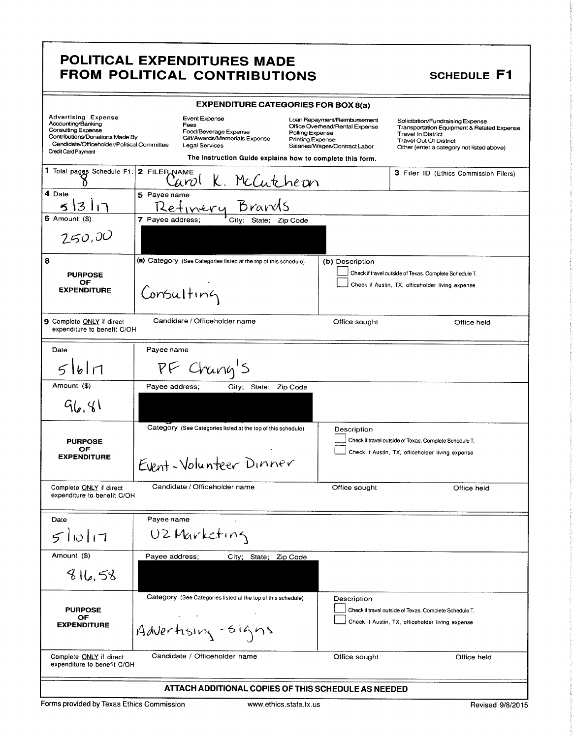# POLITICAL EXPENDITURES MADE FROM POLITICAL CONTRIBUTIONS

**SCHEDULE F1**

### EXPENDITURE CATEGORIES FOR BOX 8(a)

| | | | |
|---|---|---|---|
| Advertising Expense | Event Expense | Loan Repayment/Reimbursement | Solicitation/Fundraising Expense |
| Accounting/Banking | Fees | Office Overhead/Rental Expense | Transportation Equipment & Related Expense |
| Consulting Expense | Food/Beverage Expense | Polling Expense | Travel In District |
| Contributions/Donations Made By Candidate/Officeholder/Political Committee | Gift/Awards/Memorials Expense | Printing Expense | Travel Out Of District |
| Credit Card Payment | Legal Services | Salaries/Wages/Contract Labor | Other (enter a category not listed above) |

The Instruction Guide explains how to complete this form.

| | | | |
|---|---|---|---|
| **1** Total pages Schedule F1: 8 | **2** FILER NAME: Carol K. McCutcheon | | **3** Filer ID (Ethics Commission Filers) |
| **4** Date: 5/3/17 | **5** Payee name: Refinery Brands | | |
| **6** Amount ($): 250.00 | **7** Payee address; City; State; Zip Code: [REDACTED] | | |
| **8** PURPOSE OF EXPENDITURE | **(a)** Category (See Categories listed at the top of this schedule): Consulting | **(b)** Description ☐ Check if travel outside of Texas. Complete Schedule T. ☐ Check if Austin, TX, officeholder living expense | |
| **9** Complete ONLY if direct expenditure to benefit C/OH | Candidate / Officeholder name | Office sought | Office held |

| | | | |
|---|---|---|---|
| Date: 5/6/17 | Payee name: PF Chang's | | |
| Amount ($): 96.81 | Payee address; City; State; Zip Code: [REDACTED] | | |
| PURPOSE OF EXPENDITURE | Category (See Categories listed at the top of this schedule): Event - Volunteer Dinner | Description ☐ Check if travel outside of Texas. Complete Schedule T. ☐ Check if Austin, TX, officeholder living expense | |
| Complete ONLY if direct expenditure to benefit C/OH | Candidate / Officeholder name | Office sought | Office held |

| | | | |
|---|---|---|---|
| Date: 5/10/17 | Payee name: U2 Marketing | | |
| Amount ($): 816.58 | Payee address; City; State; Zip Code: [REDACTED] | | |
| PURPOSE OF EXPENDITURE | Category (See Categories listed at the top of this schedule): Advertising - signs | Description ☐ Check if travel outside of Texas. Complete Schedule T. ☐ Check if Austin, TX, officeholder living expense | |
| Complete ONLY if direct expenditure to benefit C/OH | Candidate / Officeholder name | Office sought | Office held |

**ATTACH ADDITIONAL COPIES OF THIS SCHEDULE AS NEEDED**

Forms provided by Texas Ethics Commission www.ethics.state.tx.us Revised 9/8/2015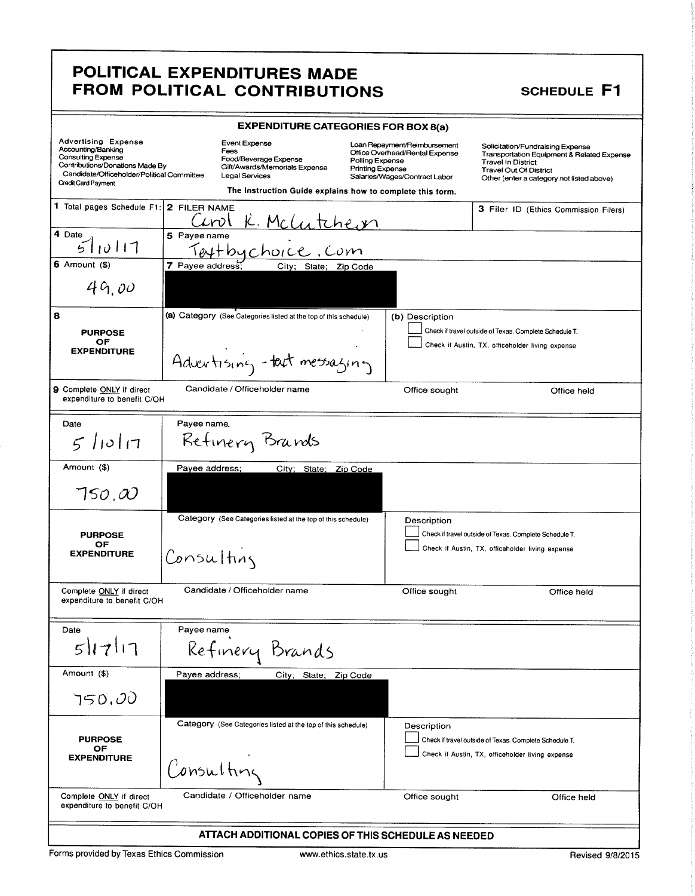# POLITICAL EXPENDITURES MADE FROM POLITICAL CONTRIBUTIONS

**SCHEDULE F1**

## EXPENDITURE CATEGORIES FOR BOX 8(a)

| | | | |
|---|---|---|---|
| Advertising Expense | Event Expense | Loan Repayment/Reimbursement | Solicitation/Fundraising Expense |
| Accounting/Banking | Fees | Office Overhead/Rental Expense | Transportation Equipment & Related Expense |
| Consulting Expense | Food/Beverage Expense | Polling Expense | Travel In District |
| Contributions/Donations Made By Candidate/Officeholder/Political Committee | Gift/Awards/Memorials Expense | Printing Expense | Travel Out Of District |
| Credit Card Payment | Legal Services | Salaries/Wages/Contract Labor | Other (enter a category not listed above) |

The Instruction Guide explains how to complete this form.

| | | | |
|---|---|---|---|
| **1** Total pages Schedule F1: | **2** FILER NAME: Carol K. McCutcheon | | **3** Filer ID (Ethics Commission Filers) |
| **4** Date: 5/10/17 | **5** Payee name: Textbychoice.com | | |
| **6** Amount ($): 49.00 | **7** Payee address; City; State; Zip Code: [REDACTED] | | |
| **8** PURPOSE OF EXPENDITURE | (a) Category (See Categories listed at the top of this schedule): Advertising - text messaging | (b) Description ☐ Check if travel outside of Texas. Complete Schedule T. ☐ Check if Austin, TX, officeholder living expense | |
| **9** Complete ONLY if direct expenditure to benefit C/OH | Candidate / Officeholder name | Office sought | Office held |

| | | | |
|---|---|---|---|
| Date: 5/10/17 | Payee name: Refinery Brands | | |
| Amount ($): 750.00 | Payee address; City; State; Zip Code: [REDACTED] | | |
| PURPOSE OF EXPENDITURE | Category (See Categories listed at the top of this schedule): Consulting | Description ☐ Check if travel outside of Texas. Complete Schedule T. ☐ Check if Austin, TX, officeholder living expense | |
| Complete ONLY if direct expenditure to benefit C/OH | Candidate / Officeholder name | Office sought | Office held |

| | | | |
|---|---|---|---|
| Date: 5/17/17 | Payee name: Refinery Brands | | |
| Amount ($): 750.00 | Payee address; City; State; Zip Code: [REDACTED] | | |
| PURPOSE OF EXPENDITURE | Category (See Categories listed at the top of this schedule): Consulting | Description ☐ Check if travel outside of Texas. Complete Schedule T. ☐ Check if Austin, TX, officeholder living expense | |
| Complete ONLY if direct expenditure to benefit C/OH | Candidate / Officeholder name | Office sought | Office held |

**ATTACH ADDITIONAL COPIES OF THIS SCHEDULE AS NEEDED**

Forms provided by Texas Ethics Commission    www.ethics.state.tx.us    Revised 9/8/2015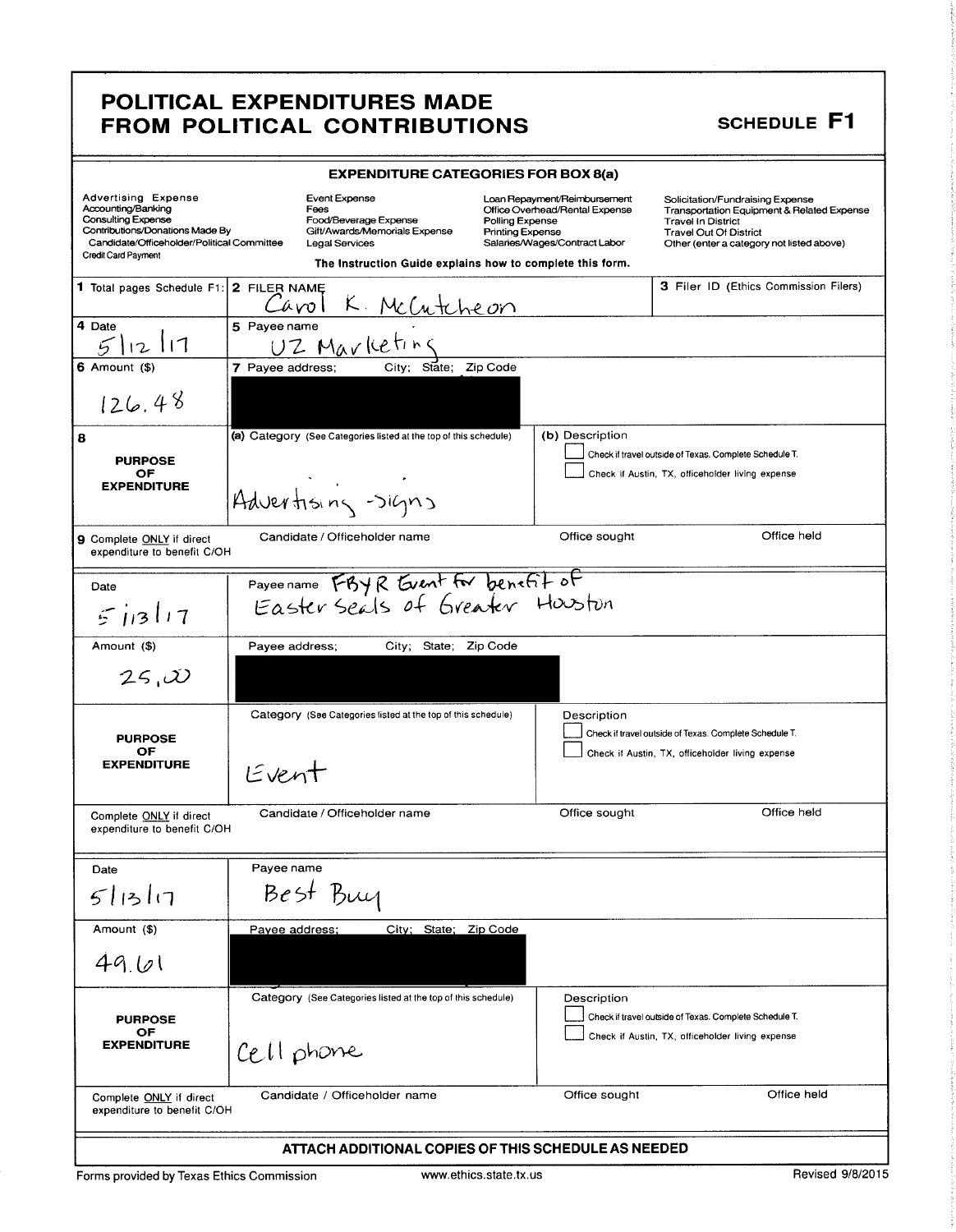# POLITICAL EXPENDITURES MADE FROM POLITICAL CONTRIBUTIONS

## SCHEDULE F1

### EXPENDITURE CATEGORIES FOR BOX 8(a)

| | | | |
|---|---|---|---|
| Advertising Expense | Event Expense | Loan Repayment/Reimbursement | Solicitation/Fundraising Expense |
| Accounting/Banking | Fees | Office Overhead/Rental Expense | Transportation Equipment & Related Expense |
| Consulting Expense | Food/Beverage Expense | Polling Expense | Travel In District |
| Contributions/Donations Made By Candidate/Officeholder/Political Committee | Gift/Awards/Memorials Expense | Printing Expense | Travel Out Of District |
| Credit Card Payment | Legal Services | Salaries/Wages/Contract Labor | Other (enter a category not listed above) |

The Instruction Guide explains how to complete this form.

| | | | |
|---|---|---|---|
| **1** Total pages Schedule F1: | **2** FILER NAME Carol K. McCutcheon | | **3** Filer ID (Ethics Commission Filers) |
| **4** Date 5/12/17 | **5** Payee name UZ Marketing | | |
| **6** Amount ($) 126.48 | **7** Payee address; City; State; Zip Code [REDACTED] | | |
| **8** PURPOSE OF EXPENDITURE | **(a)** Category (See Categories listed at the top of this schedule) Advertising - Signs | **(b)** Description ☐ Check if travel outside of Texas. Complete Schedule T. ☐ Check if Austin, TX, officeholder living expense | |
| **9** Complete ONLY if direct expenditure to benefit C/OH | Candidate / Officeholder name | Office sought | Office held |

| | | | |
|---|---|---|---|
| Date 5/13/17 | Payee name FBYR Event for benefit of Easter Seals of Greater Houston | | |
| Amount ($) 25.00 | Payee address; City; State; Zip Code [REDACTED] | | |
| PURPOSE OF EXPENDITURE | Category (See Categories listed at the top of this schedule) Event | Description ☐ Check if travel outside of Texas. Complete Schedule T. ☐ Check if Austin, TX, officeholder living expense | |
| Complete ONLY if direct expenditure to benefit C/OH | Candidate / Officeholder name | Office sought | Office held |

| | | | |
|---|---|---|---|
| Date 5/13/17 | Payee name Best Buy | | |
| Amount ($) 49.61 | Payee address; City; State; Zip Code [REDACTED] | | |
| PURPOSE OF EXPENDITURE | Category (See Categories listed at the top of this schedule) Cell phone | Description ☐ Check if travel outside of Texas. Complete Schedule T. ☐ Check if Austin, TX, officeholder living expense | |
| Complete ONLY if direct expenditure to benefit C/OH | Candidate / Officeholder name | Office sought | Office held |

**ATTACH ADDITIONAL COPIES OF THIS SCHEDULE AS NEEDED**

Forms provided by Texas Ethics Commission | www.ethics.state.tx.us | Revised 9/8/2015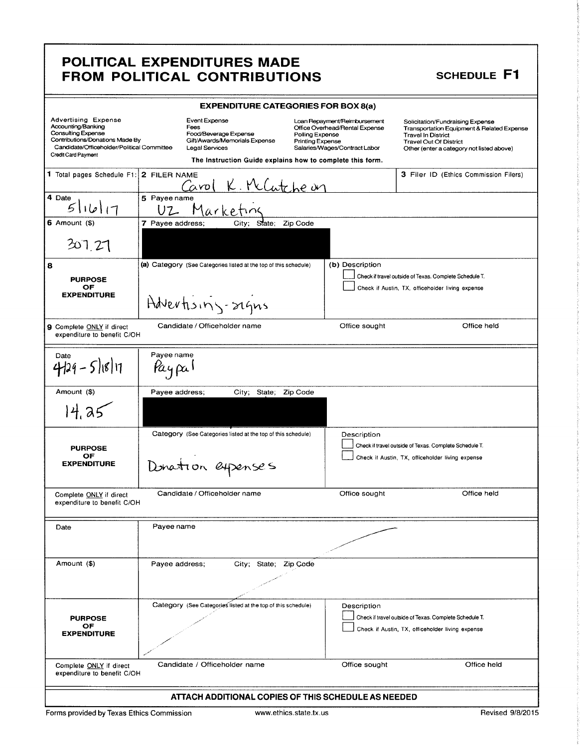# POLITICAL EXPENDITURES MADE FROM POLITICAL CONTRIBUTIONS

**SCHEDULE F1**

## EXPENDITURE CATEGORIES FOR BOX 8(a)

| | | | |
|---|---|---|---|
| Advertising Expense | Event Expense | Loan Repayment/Reimbursement | Solicitation/Fundraising Expense |
| Accounting/Banking | Fees | Office Overhead/Rental Expense | Transportation Equipment & Related Expense |
| Consulting Expense | Food/Beverage Expense | Polling Expense | Travel In District |
| Contributions/Donations Made By Candidate/Officeholder/Political Committee | Gift/Awards/Memorials Expense | Printing Expense | Travel Out Of District |
| Credit Card Payment | Legal Services | Salaries/Wages/Contract Labor | Other (enter a category not listed above) |

The Instruction Guide explains how to complete this form.

| | | | |
|---|---|---|---|
| **1** Total pages Schedule F1: | **2** FILER NAME Carol K. McCutcheon | | **3** Filer ID (Ethics Commission Filers) |
| **4** Date 5/16/17 | **5** Payee name UZ Marketing | | |
| **6** Amount ($) 307.27 | **7** Payee address; City; State; Zip Code [REDACTED] | | |
| **8** PURPOSE OF EXPENDITURE | (a) Category (See Categories listed at the top of this schedule) Advertising - signs | (b) Description ☐ Check if travel outside of Texas. Complete Schedule T. ☐ Check if Austin, TX, officeholder living expense | |
| **9** Complete ONLY if direct expenditure to benefit C/OH | Candidate / Officeholder name | Office sought | Office held |

| | | | |
|---|---|---|---|
| Date 4/29 - 5/18/17 | Payee name Paypal | | |
| Amount ($) 14.25 | Payee address; City; State; Zip Code [REDACTED] | | |
| PURPOSE OF EXPENDITURE | Category (See Categories listed at the top of this schedule) Donation expenses | Description ☐ Check if travel outside of Texas. Complete Schedule T. ☐ Check if Austin, TX, officeholder living expense | |
| Complete ONLY if direct expenditure to benefit C/OH | Candidate / Officeholder name | Office sought | Office held |

| | | | |
|---|---|---|---|
| Date | Payee name | | |
| Amount ($) | Payee address; City; State; Zip Code | | |
| PURPOSE OF EXPENDITURE | Category (See Categories listed at the top of this schedule) | Description ☐ Check if travel outside of Texas. Complete Schedule T. ☐ Check if Austin, TX, officeholder living expense | |
| Complete ONLY if direct expenditure to benefit C/OH | Candidate / Officeholder name | Office sought | Office held |

**ATTACH ADDITIONAL COPIES OF THIS SCHEDULE AS NEEDED**

Forms provided by Texas Ethics Commission | www.ethics.state.tx.us | Revised 9/8/2015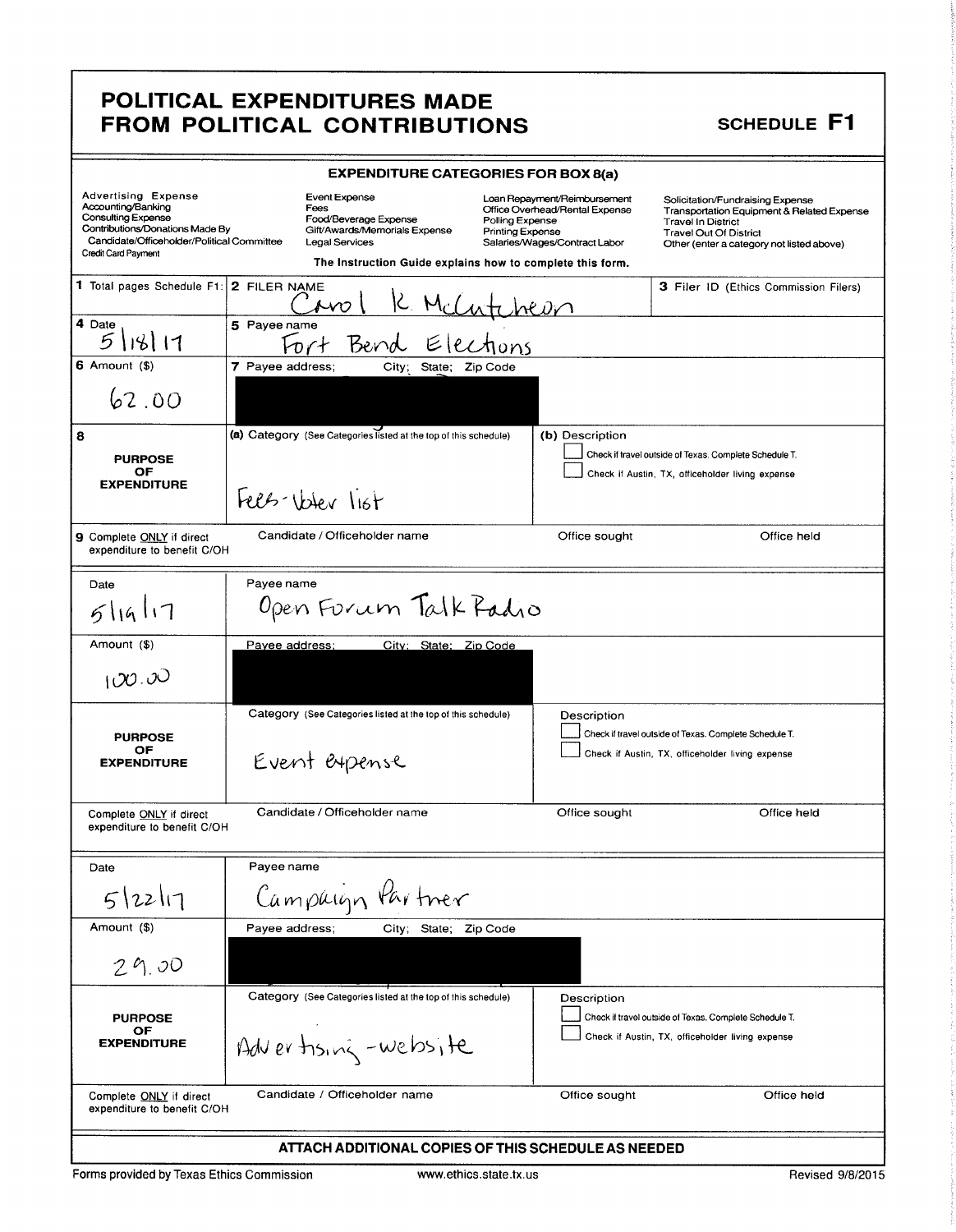# POLITICAL EXPENDITURES MADE FROM POLITICAL CONTRIBUTIONS

## SCHEDULE F1

**EXPENDITURE CATEGORIES FOR BOX 8(a)**

| | | | |
|---|---|---|---|
| Advertising Expense | Event Expense | Loan Repayment/Reimbursement | Solicitation/Fundraising Expense |
| Accounting/Banking | Fees | Office Overhead/Rental Expense | Transportation Equipment & Related Expense |
| Consulting Expense | Food/Beverage Expense | Polling Expense | Travel In District |
| Contributions/Donations Made By Candidate/Officeholder/Political Committee | Gift/Awards/Memorials Expense | Printing Expense | Travel Out Of District |
| Credit Card Payment | Legal Services | Salaries/Wages/Contract Labor | Other (enter a category not listed above) |

The Instruction Guide explains how to complete this form.

| | | |
|---|---|---|
| 1 Total pages Schedule F1: | 2 FILER NAME: Carol K. McCutcheon | 3 Filer ID (Ethics Commission Filers) |

| Field | Entry |
|---|---|
| 4 Date | 5/18/17 |
| 5 Payee name | Fort Bend Elections |
| 6 Amount ($) | 62.00 |
| 7 Payee address; City; State; Zip Code | [REDACTED] |
| 8 PURPOSE OF EXPENDITURE (a) Category (See Categories listed at the top of this schedule) | Fees - Voter list |
| (b) Description | ☐ Check if travel outside of Texas. Complete Schedule T. ☐ Check if Austin, TX, officeholder living expense |
| 9 Complete ONLY if direct expenditure to benefit C/OH | Candidate / Officeholder name: — Office sought: — Office held: — |

| Field | Entry |
|---|---|
| Date | 5/19/17 |
| Payee name | Open Forum Talk Radio |
| Amount ($) | 100.00 |
| Payee address; City; State; Zip Code | [REDACTED] |
| PURPOSE OF EXPENDITURE Category (See Categories listed at the top of this schedule) | Event expense |
| Description | ☐ Check if travel outside of Texas. Complete Schedule T. ☐ Check if Austin, TX, officeholder living expense |
| Complete ONLY if direct expenditure to benefit C/OH | Candidate / Officeholder name: — Office sought: — Office held: — |

| Field | Entry |
|---|---|
| Date | 5/22/17 |
| Payee name | Campaign Partner |
| Amount ($) | 29.00 |
| Payee address; City; State; Zip Code | [REDACTED] |
| PURPOSE OF EXPENDITURE Category (See Categories listed at the top of this schedule) | Advertising - website |
| Description | ☐ Check if travel outside of Texas. Complete Schedule T. ☐ Check if Austin, TX, officeholder living expense |
| Complete ONLY if direct expenditure to benefit C/OH | Candidate / Officeholder name: — Office sought: — Office held: — |

**ATTACH ADDITIONAL COPIES OF THIS SCHEDULE AS NEEDED**

Forms provided by Texas Ethics Commission www.ethics.state.tx.us Revised 9/8/2015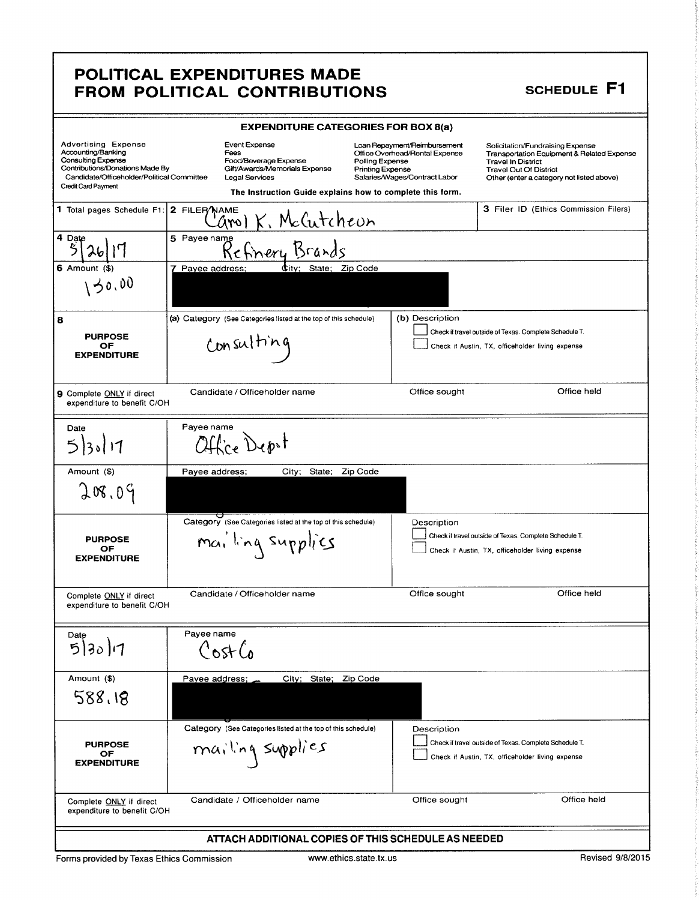# POLITICAL EXPENDITURES MADE FROM POLITICAL CONTRIBUTIONS

**SCHEDULE F1**

### EXPENDITURE CATEGORIES FOR BOX 8(a)

| | | | |
|---|---|---|---|
| Advertising Expense | Event Expense | Loan Repayment/Reimbursement | Solicitation/Fundraising Expense |
| Accounting/Banking | Fees | Office Overhead/Rental Expense | Transportation Equipment & Related Expense |
| Consulting Expense | Food/Beverage Expense | Polling Expense | Travel In District |
| Contributions/Donations Made By Candidate/Officeholder/Political Committee | Gift/Awards/Memorials Expense | Printing Expense | Travel Out Of District |
| Credit Card Payment | Legal Services | Salaries/Wages/Contract Labor | Other (enter a category not listed above) |

The Instruction Guide explains how to complete this form.

| | | |
|---|---|---|
| **1** Total pages Schedule F1: | **2** FILER NAME: Carol K. McCutcheon | **3** Filer ID (Ethics Commission Filers) |
| **4** Date: 5/26/17 | **5** Payee name: Refinery Brands | |
| **6** Amount ($): 130.00 | **7** Payee address; City; State; Zip Code: [REDACTED] | |
| **8** PURPOSE OF EXPENDITURE | (a) Category (See Categories listed at the top of this schedule): Consulting | (b) Description ☐ Check if travel outside of Texas. Complete Schedule T. ☐ Check if Austin, TX, officeholder living expense |
| **9** Complete ONLY if direct expenditure to benefit C/OH | Candidate / Officeholder name | Office sought / Office held |

| | | |
|---|---|---|
| Date: 5/30/17 | Payee name: Office Depot | |
| Amount ($): 208.09 | Payee address; City; State; Zip Code: [REDACTED] | |
| PURPOSE OF EXPENDITURE | Category (See Categories listed at the top of this schedule): mailing supplies | Description ☐ Check if travel outside of Texas. Complete Schedule T. ☐ Check if Austin, TX, officeholder living expense |
| Complete ONLY if direct expenditure to benefit C/OH | Candidate / Officeholder name | Office sought / Office held |

| | | |
|---|---|---|
| Date: 5/30/17 | Payee name: CostCo | |
| Amount ($): 588.18 | Payee address; City; State; Zip Code: [REDACTED] | |
| PURPOSE OF EXPENDITURE | Category (See Categories listed at the top of this schedule): mailing supplies | Description ☐ Check if travel outside of Texas. Complete Schedule T. ☐ Check if Austin, TX, officeholder living expense |
| Complete ONLY if direct expenditure to benefit C/OH | Candidate / Officeholder name | Office sought / Office held |

**ATTACH ADDITIONAL COPIES OF THIS SCHEDULE AS NEEDED**

Forms provided by Texas Ethics Commission www.ethics.state.tx.us Revised 9/8/2015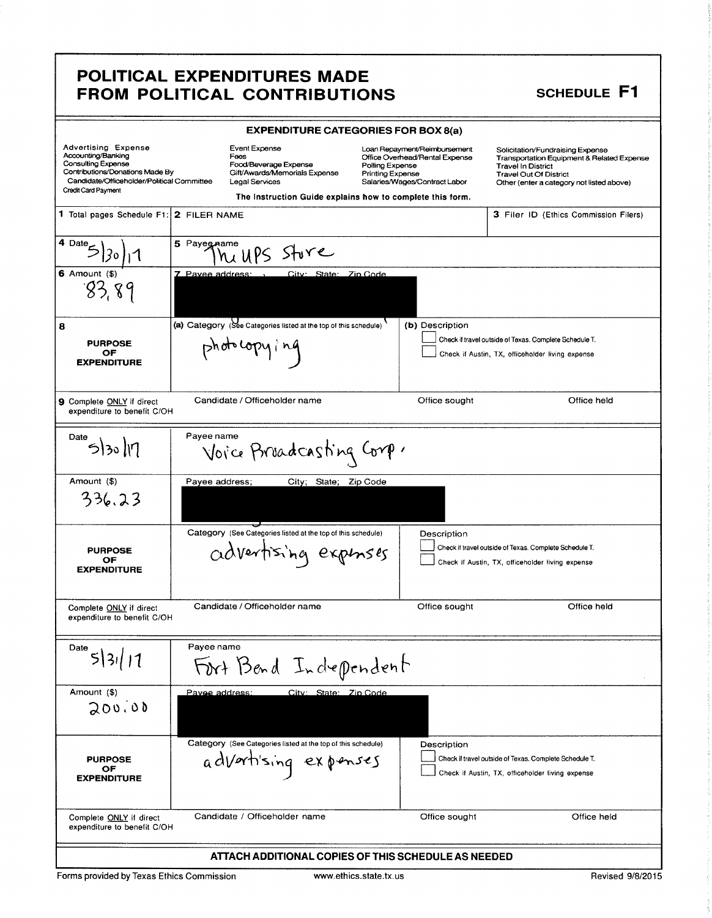# POLITICAL EXPENDITURES MADE FROM POLITICAL CONTRIBUTIONS

**SCHEDULE F1**

### EXPENDITURE CATEGORIES FOR BOX 8(a)

| | | | |
|---|---|---|---|
| Advertising Expense | Event Expense | Loan Repayment/Reimbursement | Solicitation/Fundraising Expense |
| Accounting/Banking | Fees | Office Overhead/Rental Expense | Transportation Equipment & Related Expense |
| Consulting Expense | Food/Beverage Expense | Polling Expense | Travel In District |
| Contributions/Donations Made By Candidate/Officeholder/Political Committee | Gift/Awards/Memorials Expense | Printing Expense | Travel Out Of District |
| Credit Card Payment | Legal Services | Salaries/Wages/Contract Labor | Other (enter a category not listed above) |

The Instruction Guide explains how to complete this form.

| | | |
|---|---|---|
| **1** Total pages Schedule F1: | **2** FILER NAME | **3** Filer ID (Ethics Commission Filers) |

| | |
|---|---|
| **4** Date: 5/30/17 | **5** Payee name: The UPS Store |
| **6** Amount ($): 83.89 | **7** Payee address; City; State; Zip Code: [REDACTED] |
| **8** PURPOSE OF EXPENDITURE | **(a)** Category (See Categories listed at the top of this schedule): photocopying<br>**(b)** Description<br>☐ Check if travel outside of Texas. Complete Schedule T.<br>☐ Check if Austin, TX, officeholder living expense |
| **9** Complete ONLY if direct expenditure to benefit C/OH | Candidate / Officeholder name / Office sought / Office held |

| | |
|---|---|
| Date: 5/30/17 | Payee name: Voice Broadcasting Corp. |
| Amount ($): 336.23 | Payee address; City; State; Zip Code: [REDACTED] |
| PURPOSE OF EXPENDITURE | Category (See Categories listed at the top of this schedule): advertising expenses<br>Description<br>☐ Check if travel outside of Texas. Complete Schedule T.<br>☐ Check if Austin, TX, officeholder living expense |
| Complete ONLY if direct expenditure to benefit C/OH | Candidate / Officeholder name / Office sought / Office held |

| | |
|---|---|
| Date: 5/31/17 | Payee name: Fort Bend Independent |
| Amount ($): 200.00 | Payee address; City; State; Zip Code: [REDACTED] |
| PURPOSE OF EXPENDITURE | Category (See Categories listed at the top of this schedule): advertising expenses<br>Description<br>☐ Check if travel outside of Texas. Complete Schedule T.<br>☐ Check if Austin, TX, officeholder living expense |
| Complete ONLY if direct expenditure to benefit C/OH | Candidate / Officeholder name / Office sought / Office held |

**ATTACH ADDITIONAL COPIES OF THIS SCHEDULE AS NEEDED**

Forms provided by Texas Ethics Commission www.ethics.state.tx.us Revised 9/8/2015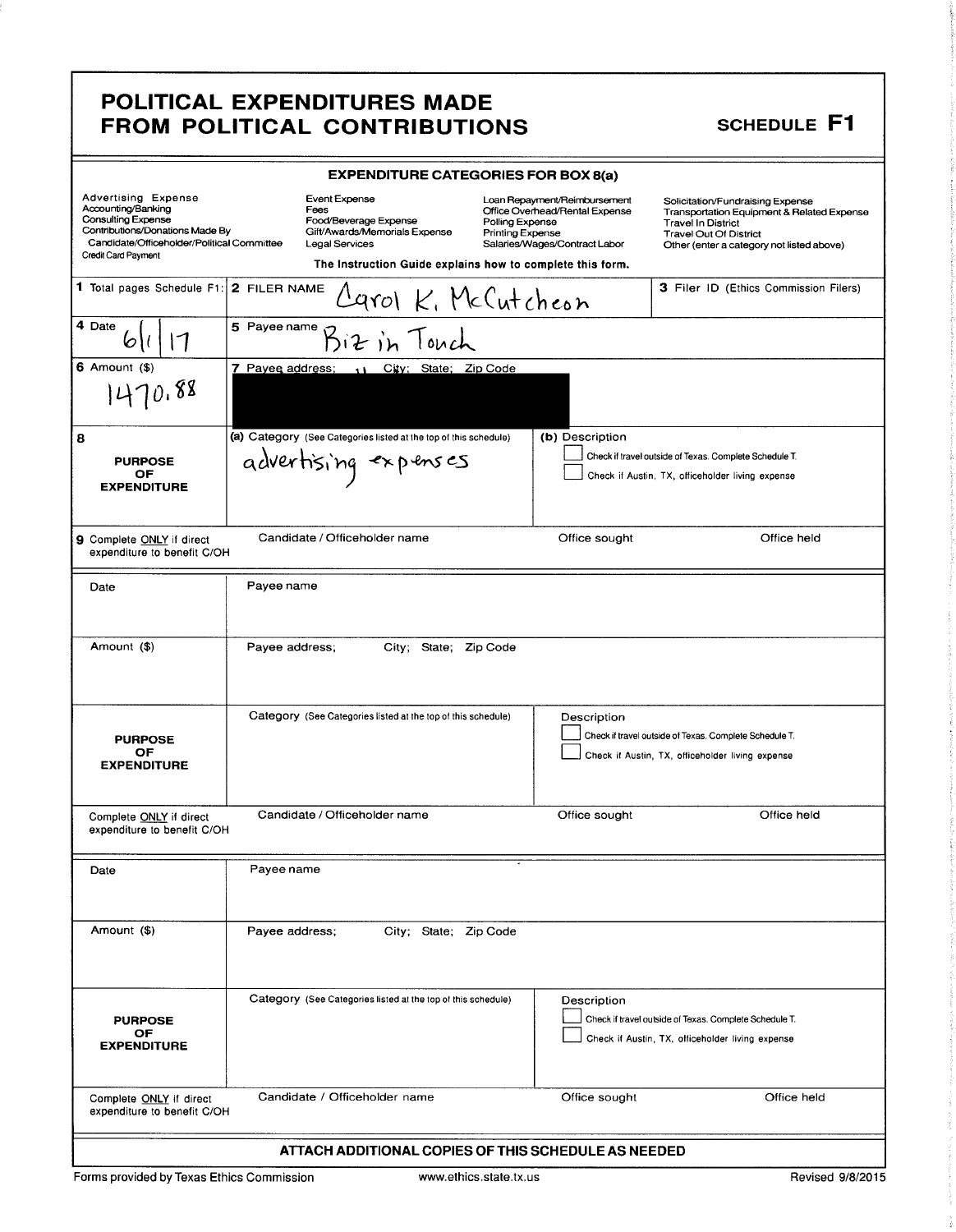# POLITICAL EXPENDITURES MADE FROM POLITICAL CONTRIBUTIONS

**SCHEDULE F1**

**EXPENDITURE CATEGORIES FOR BOX 8(a)**

| | | | |
|---|---|---|---|
| Advertising Expense | Event Expense | Loan Repayment/Reimbursement | Solicitation/Fundraising Expense |
| Accounting/Banking | Fees | Office Overhead/Rental Expense | Transportation Equipment & Related Expense |
| Consulting Expense | Food/Beverage Expense | Polling Expense | Travel In District |
| Contributions/Donations Made By Candidate/Officeholder/Political Committee | Gift/Awards/Memorials Expense | Printing Expense | Travel Out Of District |
| Credit Card Payment | Legal Services | Salaries/Wages/Contract Labor | Other (enter a category not listed above) |

**The Instruction Guide explains how to complete this form.**

| | | |
|---|---|---|
| 1 Total pages Schedule F1: | 2 FILER NAME Carol K. McCutcheon | 3 Filer ID (Ethics Commission Filers) |
| 4 Date 6/1/17 | 5 Payee name Biz in Touch | |
| 6 Amount ($) 1470.88 | 7 Payee address; City; State; Zip Code [REDACTED] | |
| 8 **PURPOSE OF EXPENDITURE** | (a) Category (See Categories listed at the top of this schedule) advertising expenses | (b) Description ☐ Check if travel outside of Texas. Complete Schedule T. ☐ Check if Austin, TX, officeholder living expense |
| 9 Complete ONLY if direct expenditure to benefit C/OH | Candidate / Officeholder name | Office sought / Office held |

| | | |
|---|---|---|
| Date | Payee name | |
| Amount ($) | Payee address; City; State; Zip Code | |
| **PURPOSE OF EXPENDITURE** | Category (See Categories listed at the top of this schedule) | Description ☐ Check if travel outside of Texas. Complete Schedule T. ☐ Check if Austin, TX, officeholder living expense |
| Complete ONLY if direct expenditure to benefit C/OH | Candidate / Officeholder name | Office sought / Office held |

| | | |
|---|---|---|
| Date | Payee name | |
| Amount ($) | Payee address; City; State; Zip Code | |
| **PURPOSE OF EXPENDITURE** | Category (See Categories listed at the top of this schedule) | Description ☐ Check if travel outside of Texas. Complete Schedule T. ☐ Check if Austin, TX, officeholder living expense |
| Complete ONLY if direct expenditure to benefit C/OH | Candidate / Officeholder name | Office sought / Office held |

**ATTACH ADDITIONAL COPIES OF THIS SCHEDULE AS NEEDED**

Forms provided by Texas Ethics Commission | www.ethics.state.tx.us | Revised 9/8/2015